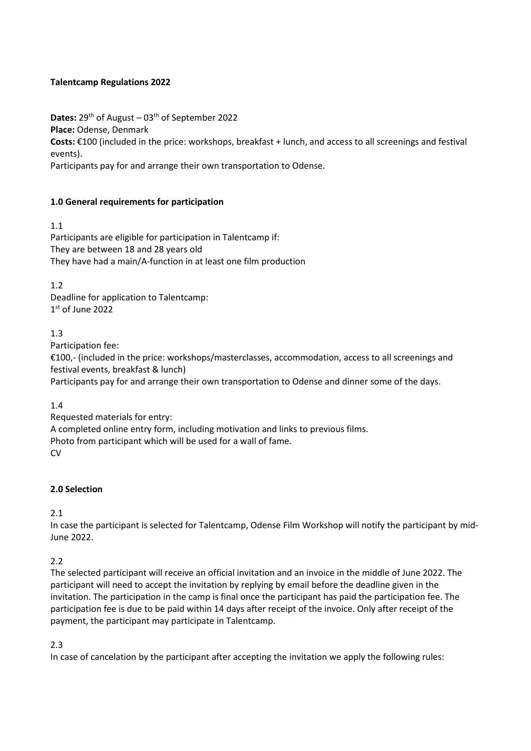**Talentcamp Regulations 2022**

**Dates:** 29th of August – 03th of September 2022
**Place:** Odense, Denmark
**Costs:** €100 (included in the price: workshops, breakfast + lunch, and access to all screenings and festival events).
Participants pay for and arrange their own transportation to Odense.

**1.0 General requirements for participation**

1.1
Participants are eligible for participation in Talentcamp if:
They are between 18 and 28 years old
They have had a main/A-function in at least one film production

1.2
Deadline for application to Talentcamp:
1st of June 2022

1.3
Participation fee:
€100,- (included in the price: workshops/masterclasses, accommodation, access to all screenings and festival events, breakfast & lunch)
Participants pay for and arrange their own transportation to Odense and dinner some of the days.

1.4
Requested materials for entry:
A completed online entry form, including motivation and links to previous films.
Photo from participant which will be used for a wall of fame.
CV

**2.0 Selection**

2.1
In case the participant is selected for Talentcamp, Odense Film Workshop will notify the participant by mid-June 2022.

2.2
The selected participant will receive an official invitation and an invoice in the middle of June 2022. The participant will need to accept the invitation by replying by email before the deadline given in the invitation. The participation in the camp is final once the participant has paid the participation fee. The participation fee is due to be paid within 14 days after receipt of the invoice. Only after receipt of the payment, the participant may participate in Talentcamp.

2.3
In case of cancelation by the participant after accepting the invitation we apply the following rules: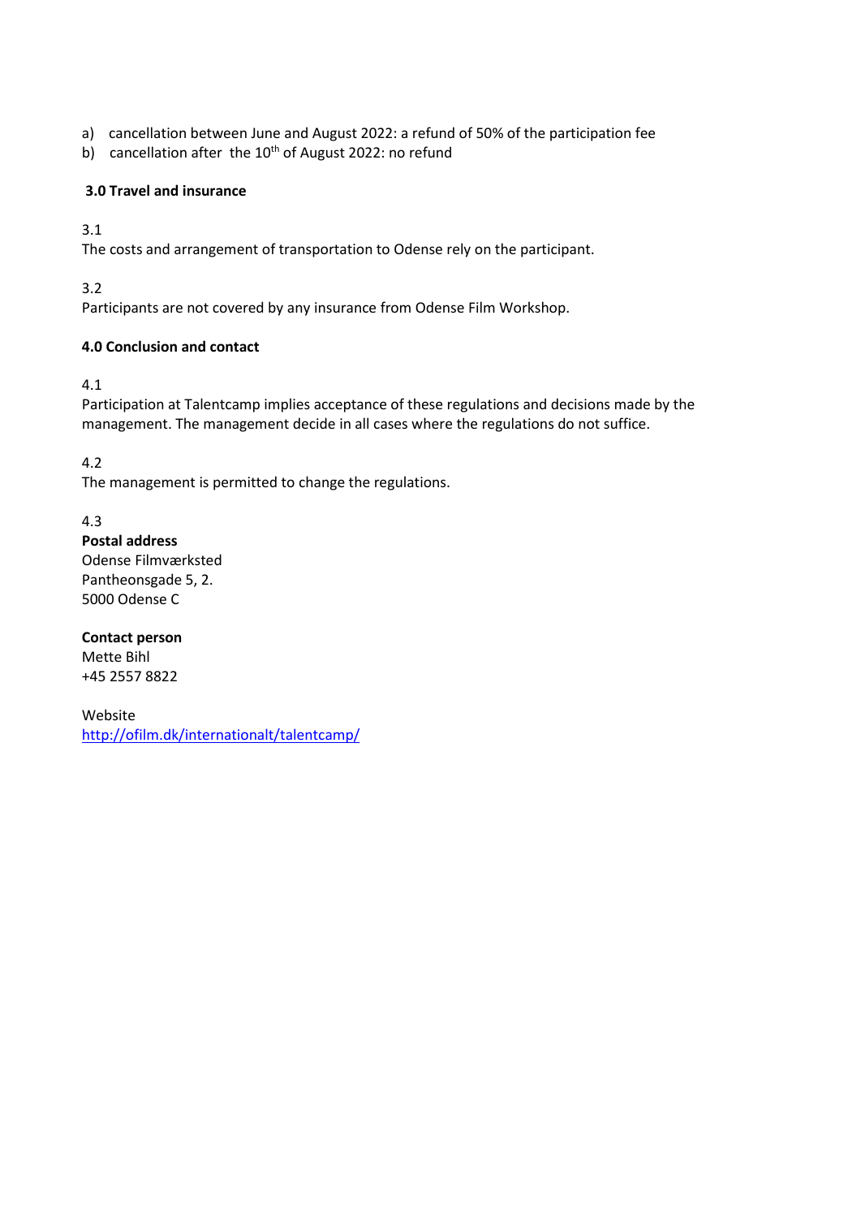a) cancellation between June and August 2022: a refund of 50% of the participation fee
b) cancellation after the 10th of August 2022: no refund

**3.0 Travel and insurance**

3.1
The costs and arrangement of transportation to Odense rely on the participant.

3.2
Participants are not covered by any insurance from Odense Film Workshop.

**4.0 Conclusion and contact**

4.1
Participation at Talentcamp implies acceptance of these regulations and decisions made by the management. The management decide in all cases where the regulations do not suffice.

4.2
The management is permitted to change the regulations.

4.3
**Postal address**
Odense Filmværksted
Pantheonsgade 5, 2.
5000 Odense C

**Contact person**
Mette Bihl
+45 2557 8822

Website
http://ofilm.dk/internationalt/talentcamp/